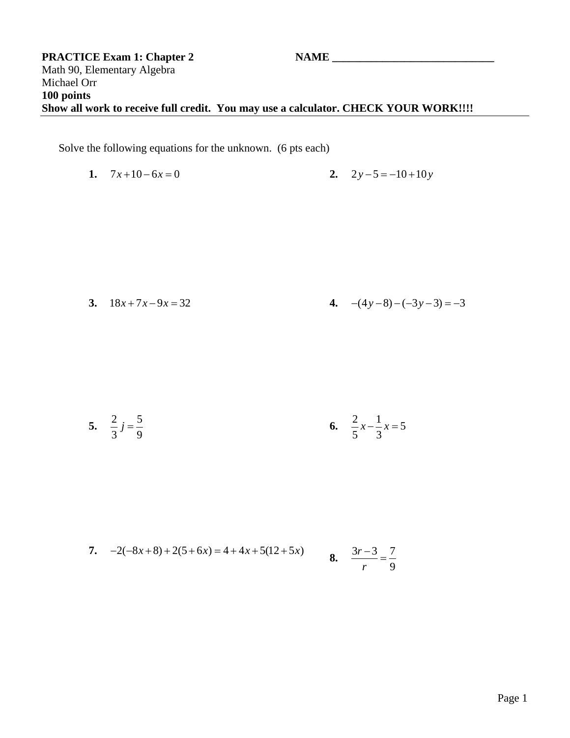**PRACTICE Exam 1: Chapter 2** **NAME ______________________________**

Math 90, Elementary Algebra

Michael Orr

**100 points**

**Show all work to receive full credit. You may use a calculator. CHECK YOUR WORK!!!!**

---

Solve the following equations for the unknown. (6 pts each)

**1.** $7x + 10 - 6x = 0$

**2.** $2y - 5 = -10 + 10y$

**3.** $18x + 7x - 9x = 32$

**4.** $-(4y - 8) - (-3y - 3) = -3$

**5.** $\frac{2}{3}j = \frac{5}{9}$

**6.** $\frac{2}{5}x - \frac{1}{3}x = 5$

**7.** $-2(-8x + 8) + 2(5 + 6x) = 4 + 4x + 5(12 + 5x)$

**8.** $\frac{3r - 3}{r} = \frac{7}{9}$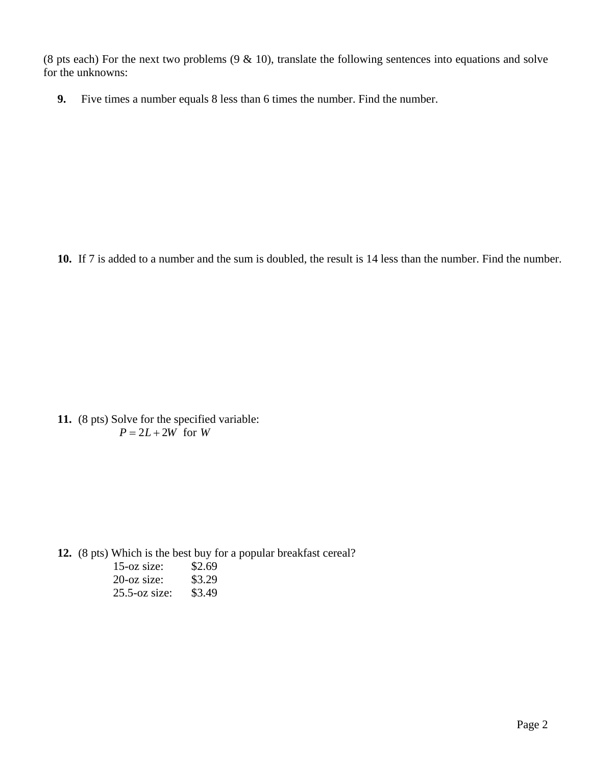(8 pts each) For the next two problems (9 & 10), translate the following sentences into equations and solve for the unknowns:

**9.** Five times a number equals 8 less than 6 times the number. Find the number.

**10.** If 7 is added to a number and the sum is doubled, the result is 14 less than the number. Find the number.

**11.** (8 pts) Solve for the specified variable:

$$P = 2L + 2W \text{ for } W$$

**12.** (8 pts) Which is the best buy for a popular breakfast cereal?

| | |
|---|---|
| 15-oz size: | $2.69 |
| 20-oz size: | $3.29 |
| 25.5-oz size: | $3.49 |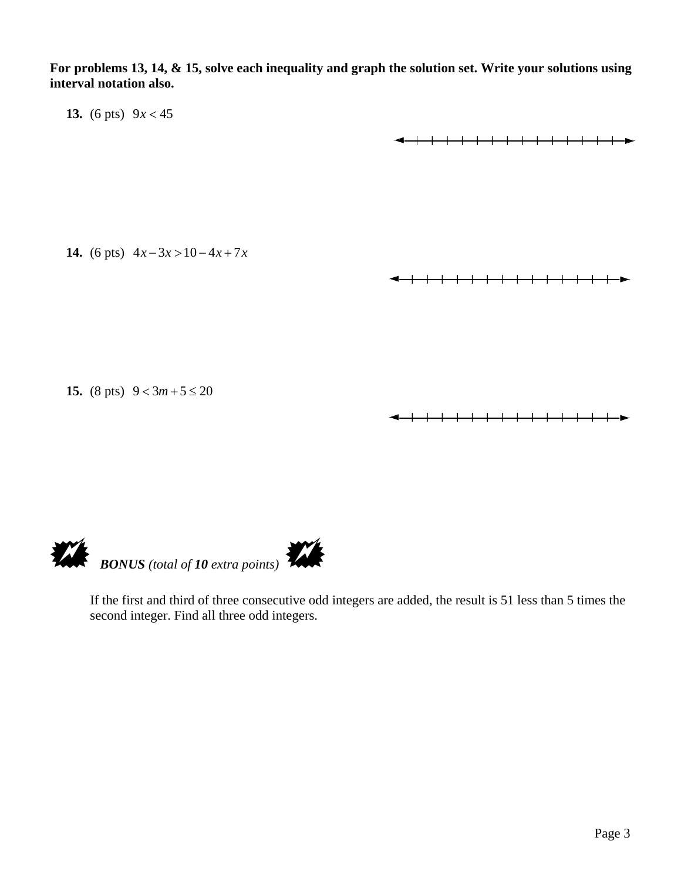**For problems 13, 14, & 15, solve each inequality and graph the solution set. Write your solutions using interval notation also.**

**13.** (6 pts) $9x < 45$

**14.** (6 pts) $4x - 3x > 10 - 4x + 7x$

**15.** (8 pts) $9 < 3m + 5 \leq 20$

***BONUS** (total of **10** extra points)*

If the first and third of three consecutive odd integers are added, the result is 51 less than 5 times the second integer. Find all three odd integers.